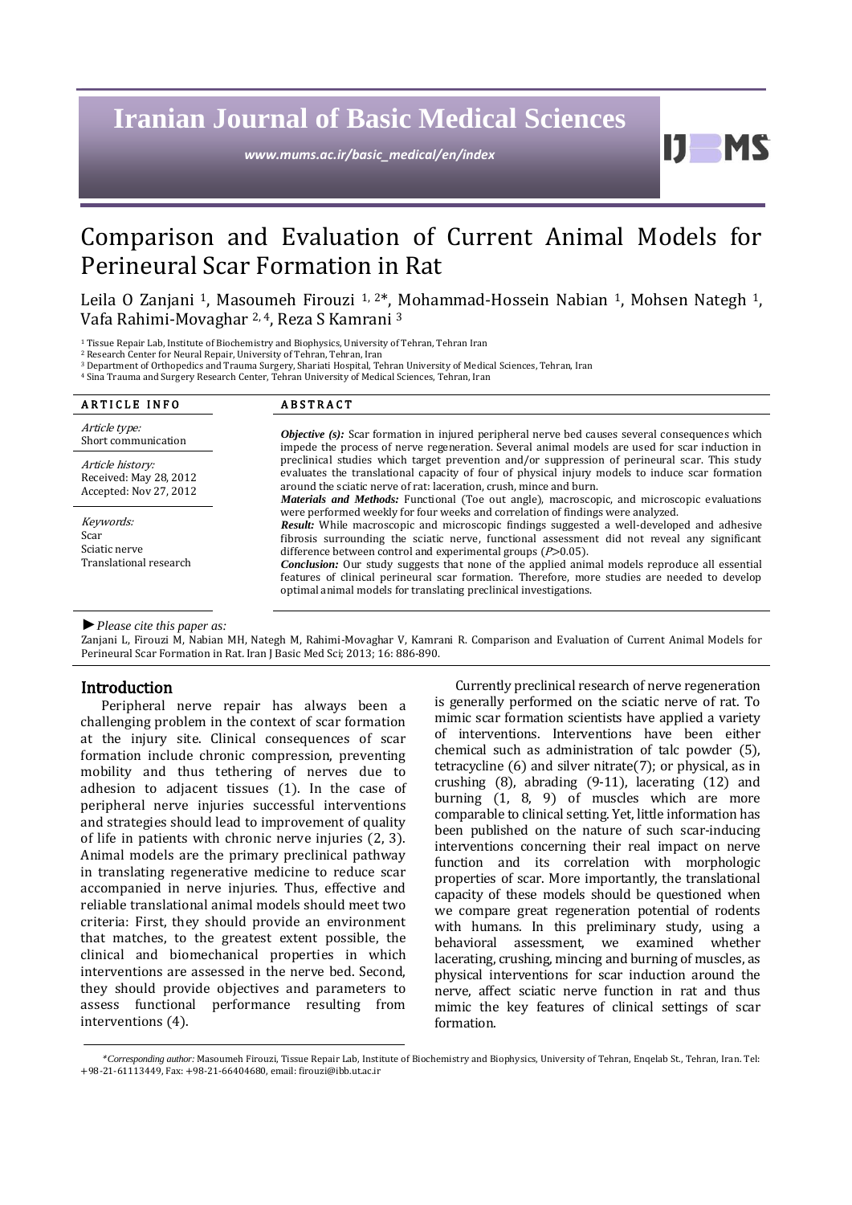# Comparison and Evaluation of Current Animal Models for Perineural Scar Formation in Rat

Leila O Zanjani [1], Masoumeh Firouzi [1, 2]*, Mohammad-Hossein Nabian [1], Mohsen Nategh [1], Vafa Rahimi-Movaghar [2, 4], Reza S Kamrani [3]

[1] Tissue Repair Lab, Institute of Biochemistry and Biophysics, University of Tehran, Tehran Iran
[2] Research Center for Neural Repair, University of Tehran, Tehran, Iran
[3] Department of Orthopedics and Trauma Surgery, Shariati Hospital, Tehran University of Medical Sciences, Tehran, Iran
[4] Sina Trauma and Surgery Research Center, Tehran University of Medical Sciences, Tehran, Iran

**ARTICLE INFO**

*Article type:*
Short communication

*Article history:*
Received: May 28, 2012
Accepted: Nov 27, 2012

*Keywords:*
Scar
Sciatic nerve
Translational research

**ABSTRACT**

***Objective (s):*** Scar formation in injured peripheral nerve bed causes several consequences which impede the process of nerve regeneration. Several animal models are used for scar induction in preclinical studies which target prevention and/or suppression of perineural scar. This study evaluates the translational capacity of four of physical injury models to induce scar formation around the sciatic nerve of rat: laceration, crush, mince and burn.

***Materials and Methods:*** Functional (Toe out angle), macroscopic, and microscopic evaluations were performed weekly for four weeks and correlation of findings were analyzed.

***Result:*** While macroscopic and microscopic findings suggested a well-developed and adhesive fibrosis surrounding the sciatic nerve, functional assessment did not reveal any significant difference between control and experimental groups ($P>0.05$).

***Conclusion:*** Our study suggests that none of the applied animal models reproduce all essential features of clinical perineural scar formation. Therefore, more studies are needed to develop optimal animal models for translating preclinical investigations.

►*Please cite this paper as:*
Zanjani L, Firouzi M, Nabian MH, Nategh M, Rahimi-Movaghar V, Kamrani R. Comparison and Evaluation of Current Animal Models for Perineural Scar Formation in Rat. Iran J Basic Med Sci; 2013; 16: 886-890.

## Introduction

Peripheral nerve repair has always been a challenging problem in the context of scar formation at the injury site. Clinical consequences of scar formation include chronic compression, preventing mobility and thus tethering of nerves due to adhesion to adjacent tissues (1). In the case of peripheral nerve injuries successful interventions and strategies should lead to improvement of quality of life in patients with chronic nerve injuries (2, 3). Animal models are the primary preclinical pathway in translating regenerative medicine to reduce scar accompanied in nerve injuries. Thus, effective and reliable translational animal models should meet two criteria: First, they should provide an environment that matches, to the greatest extent possible, the clinical and biomechanical properties in which interventions are assessed in the nerve bed. Second, they should provide objectives and parameters to assess functional performance resulting from interventions (4).

Currently preclinical research of nerve regeneration is generally performed on the sciatic nerve of rat. To mimic scar formation scientists have applied a variety of interventions. Interventions have been either chemical such as administration of talc powder (5), tetracycline (6) and silver nitrate(7); or physical, as in crushing (8), abrading (9-11), lacerating (12) and burning (1, 8, 9) of muscles which are more comparable to clinical setting. Yet, little information has been published on the nature of such scar-inducing interventions concerning their real impact on nerve function and its correlation with morphologic properties of scar. More importantly, the translational capacity of these models should be questioned when we compare great regeneration potential of rodents with humans. In this preliminary study, using a behavioral assessment, we examined whether lacerating, crushing, mincing and burning of muscles, as physical interventions for scar induction around the nerve, affect sciatic nerve function in rat and thus mimic the key features of clinical settings of scar formation.

*\*Corresponding author:* Masoumeh Firouzi, Tissue Repair Lab, Institute of Biochemistry and Biophysics, University of Tehran, Enqelab St., Tehran, Iran. Tel: +98-21-61113449, Fax: +98-21-66404680, email: firouzi@ibb.ut.ac.ir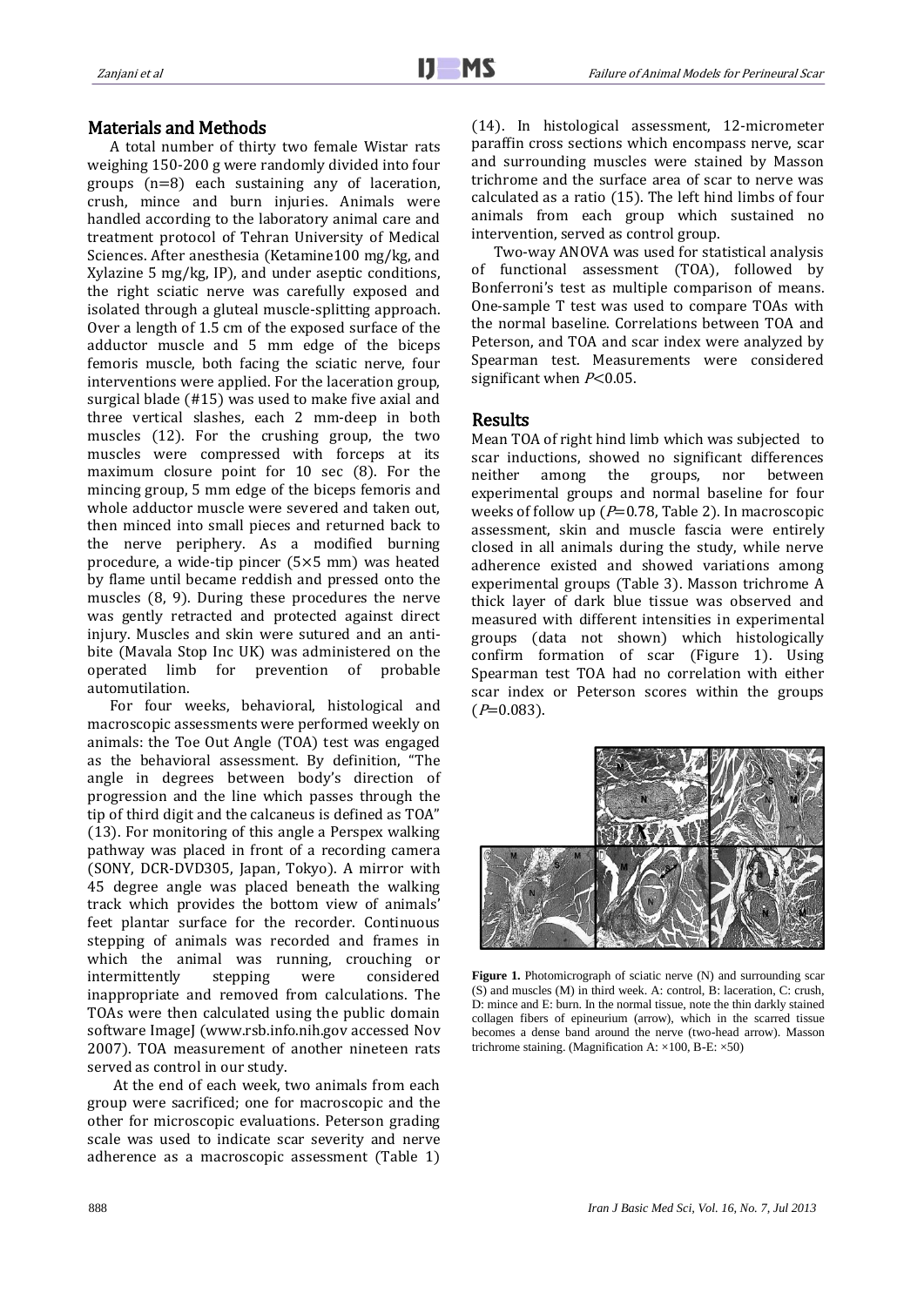## Materials and Methods

A total number of thirty two female Wistar rats weighing 150-200 g were randomly divided into four groups (n=8) each sustaining any of laceration, crush, mince and burn injuries. Animals were handled according to the laboratory animal care and treatment protocol of Tehran University of Medical Sciences. After anesthesia (Ketamine100 mg/kg, and Xylazine 5 mg/kg, IP), and under aseptic conditions, the right sciatic nerve was carefully exposed and isolated through a gluteal muscle-splitting approach. Over a length of 1.5 cm of the exposed surface of the adductor muscle and 5 mm edge of the biceps femoris muscle, both facing the sciatic nerve, four interventions were applied. For the laceration group, surgical blade (#15) was used to make five axial and three vertical slashes, each 2 mm-deep in both muscles (12). For the crushing group, the two muscles were compressed with forceps at its maximum closure point for 10 sec (8). For the mincing group, 5 mm edge of the biceps femoris and whole adductor muscle were severed and taken out, then minced into small pieces and returned back to the nerve periphery. As a modified burning procedure, a wide-tip pincer (5×5 mm) was heated by flame until became reddish and pressed onto the muscles (8, 9). During these procedures the nerve was gently retracted and protected against direct injury. Muscles and skin were sutured and an anti-bite (Mavala Stop Inc UK) was administered on the operated limb for prevention of probable automutilation.

For four weeks, behavioral, histological and macroscopic assessments were performed weekly on animals: the Toe Out Angle (TOA) test was engaged as the behavioral assessment. By definition, "The angle in degrees between body's direction of progression and the line which passes through the tip of third digit and the calcaneus is defined as TOA" (13). For monitoring of this angle a Perspex walking pathway was placed in front of a recording camera (SONY, DCR-DVD305, Japan, Tokyo). A mirror with 45 degree angle was placed beneath the walking track which provides the bottom view of animals' feet plantar surface for the recorder. Continuous stepping of animals was recorded and frames in which the animal was running, crouching or intermittently stepping were considered inappropriate and removed from calculations. The TOAs were then calculated using the public domain software ImageJ (www.rsb.info.nih.gov accessed Nov 2007). TOA measurement of another nineteen rats served as control in our study.

At the end of each week, two animals from each group were sacrificed; one for macroscopic and the other for microscopic evaluations. Peterson grading scale was used to indicate scar severity and nerve adherence as a macroscopic assessment (Table 1) (14). In histological assessment, 12-micrometer paraffin cross sections which encompass nerve, scar and surrounding muscles were stained by Masson trichrome and the surface area of scar to nerve was calculated as a ratio (15). The left hind limbs of four animals from each group which sustained no intervention, served as control group.

Two-way ANOVA was used for statistical analysis of functional assessment (TOA), followed by Bonferroni's test as multiple comparison of means. One-sample T test was used to compare TOAs with the normal baseline. Correlations between TOA and Peterson, and TOA and scar index were analyzed by Spearman test. Measurements were considered significant when $P<0.05$.

## Results

Mean TOA of right hind limb which was subjected to scar inductions, showed no significant differences neither among the groups, nor between experimental groups and normal baseline for four weeks of follow up ($P$=0.78, Table 2). In macroscopic assessment, skin and muscle fascia were entirely closed in all animals during the study, while nerve adherence existed and showed variations among experimental groups (Table 3). Masson trichrome A thick layer of dark blue tissue was observed and measured with different intensities in experimental groups (data not shown) which histologically confirm formation of scar (Figure 1). Using Spearman test TOA had no correlation with either scar index or Peterson scores within the groups ($P$=0.083).

**Figure 1.** Photomicrograph of sciatic nerve (N) and surrounding scar (S) and muscles (M) in third week. A: control, B: laceration, C: crush, D: mince and E: burn. In the normal tissue, note the thin darkly stained collagen fibers of epineurium (arrow), which in the scarred tissue becomes a dense band around the nerve (two-head arrow). Masson trichrome staining. (Magnification A: ×100, B-E: ×50)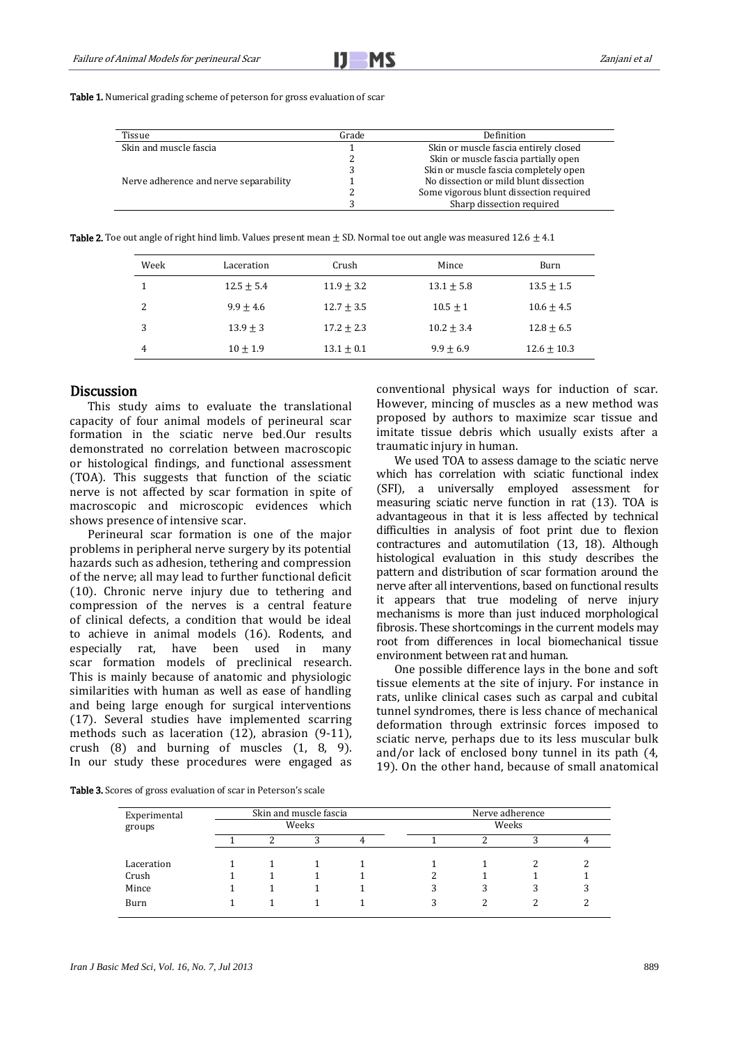**Table 1.** Numerical grading scheme of peterson for gross evaluation of scar

| Tissue | Grade | Definition |
|---|---|---|
| Skin and muscle fascia | 1 | Skin or muscle fascia entirely closed |
| | 2 | Skin or muscle fascia partially open |
| | 3 | Skin or muscle fascia completely open |
| Nerve adherence and nerve separability | 1 | No dissection or mild blunt dissection |
| | 2 | Some vigorous blunt dissection required |
| | 3 | Sharp dissection required |

**Table 2.** Toe out angle of right hind limb. Values present mean ± SD. Normal toe out angle was measured 12.6 ± 4.1

| Week | Laceration | Crush | Mince | Burn |
|---|---|---|---|---|
| 1 | 12.5 ± 5.4 | 11.9 ± 3.2 | 13.1 ± 5.8 | 13.5 ± 1.5 |
| 2 | 9.9 ± 4.6 | 12.7 ± 3.5 | 10.5 ± 1 | 10.6 ± 4.5 |
| 3 | 13.9 ± 3 | 17.2 ± 2.3 | 10.2 ± 3.4 | 12.8 ± 6.5 |
| 4 | 10 ± 1.9 | 13.1 ± 0.1 | 9.9 ± 6.9 | 12.6 ± 10.3 |

## Discussion

This study aims to evaluate the translational capacity of four animal models of perineural scar formation in the sciatic nerve bed.Our results demonstrated no correlation between macroscopic or histological findings, and functional assessment (TOA). This suggests that function of the sciatic nerve is not affected by scar formation in spite of macroscopic and microscopic evidences which shows presence of intensive scar.

Perineural scar formation is one of the major problems in peripheral nerve surgery by its potential hazards such as adhesion, tethering and compression of the nerve; all may lead to further functional deficit (10). Chronic nerve injury due to tethering and compression of the nerves is a central feature of clinical defects, a condition that would be ideal to achieve in animal models (16). Rodents, and especially rat, have been used in many scar formation models of preclinical research. This is mainly because of anatomic and physiologic similarities with human as well as ease of handling and being large enough for surgical interventions (17). Several studies have implemented scarring methods such as laceration (12), abrasion (9-11), crush (8) and burning of muscles (1, 8, 9). In our study these procedures were engaged as conventional physical ways for induction of scar. However, mincing of muscles as a new method was proposed by authors to maximize scar tissue and imitate tissue debris which usually exists after a traumatic injury in human.

We used TOA to assess damage to the sciatic nerve which has correlation with sciatic functional index (SFI), a universally employed assessment for measuring sciatic nerve function in rat (13). TOA is advantageous in that it is less affected by technical difficulties in analysis of foot print due to flexion contractures and automutilation (13, 18). Although histological evaluation in this study describes the pattern and distribution of scar formation around the nerve after all interventions, based on functional results it appears that true modeling of nerve injury mechanisms is more than just induced morphological fibrosis. These shortcomings in the current models may root from differences in local biomechanical tissue environment between rat and human.

One possible difference lays in the bone and soft tissue elements at the site of injury. For instance in rats, unlike clinical cases such as carpal and cubital tunnel syndromes, there is less chance of mechanical deformation through extrinsic forces imposed to sciatic nerve, perhaps due to its less muscular bulk and/or lack of enclosed bony tunnel in its path (4, 19). On the other hand, because of small anatomical

**Table 3.** Scores of gross evaluation of scar in Peterson's scale

| Experimental groups | Skin and muscle fascia | | | | Nerve adherence | | | |
|---|---|---|---|---|---|---|---|---|
| | Weeks | | | | Weeks | | | |
| | 1 | 2 | 3 | 4 | 1 | 2 | 3 | 4 |
| Laceration | 1 | 1 | 1 | 1 | 1 | 1 | 2 | 2 |
| Crush | 1 | 1 | 1 | 1 | 2 | 1 | 1 | 1 |
| Mince | 1 | 1 | 1 | 1 | 3 | 3 | 3 | 3 |
| Burn | 1 | 1 | 1 | 1 | 3 | 2 | 2 | 2 |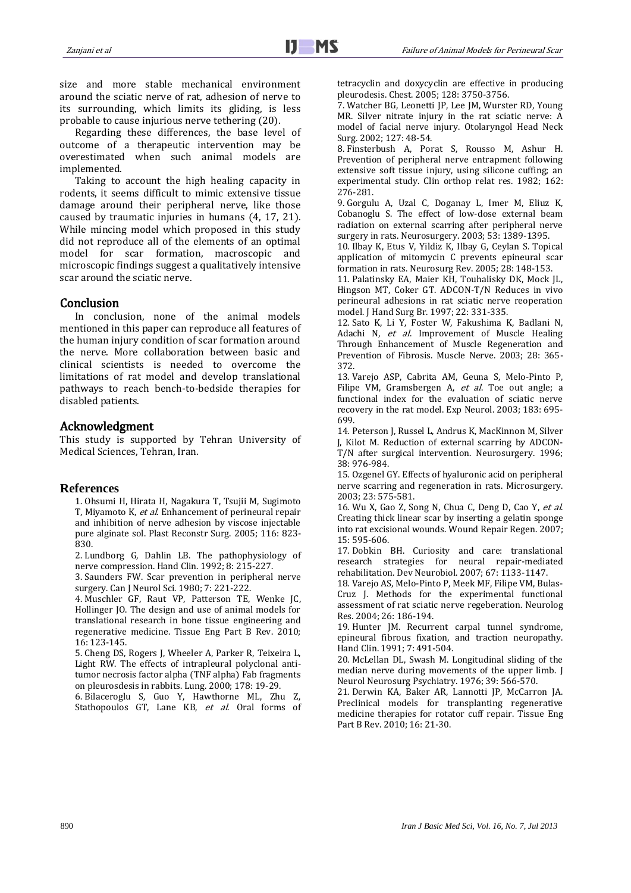size and more stable mechanical environment around the sciatic nerve of rat, adhesion of nerve to its surrounding, which limits its gliding, is less probable to cause injurious nerve tethering (20).

Regarding these differences, the base level of outcome of a therapeutic intervention may be overestimated when such animal models are implemented.

Taking to account the high healing capacity in rodents, it seems difficult to mimic extensive tissue damage around their peripheral nerve, like those caused by traumatic injuries in humans (4, 17, 21). While mincing model which proposed in this study did not reproduce all of the elements of an optimal model for scar formation, macroscopic and microscopic findings suggest a qualitatively intensive scar around the sciatic nerve.

## Conclusion

In conclusion, none of the animal models mentioned in this paper can reproduce all features of the human injury condition of scar formation around the nerve. More collaboration between basic and clinical scientists is needed to overcome the limitations of rat model and develop translational pathways to reach bench-to-bedside therapies for disabled patients.

## Acknowledgment

This study is supported by Tehran University of Medical Sciences, Tehran, Iran.

## References

1. Ohsumi H, Hirata H, Nagakura T, Tsujii M, Sugimoto T, Miyamoto K, *et al.* Enhancement of perineural repair and inhibition of nerve adhesion by viscose injectable pure alginate sol. Plast Reconstr Surg. 2005; 116: 823-830.
2. Lundborg G, Dahlin LB. The pathophysiology of nerve compression. Hand Clin. 1992; 8: 215-227.
3. Saunders FW. Scar prevention in peripheral nerve surgery. Can J Neurol Sci. 1980; 7: 221-222.
4. Muschler GF, Raut VP, Patterson TE, Wenke JC, Hollinger JO. The design and use of animal models for translational research in bone tissue engineering and regenerative medicine. Tissue Eng Part B Rev. 2010; 16: 123-145.
5. Cheng DS, Rogers J, Wheeler A, Parker R, Teixeira L, Light RW. The effects of intrapleural polyclonal anti-tumor necrosis factor alpha (TNF alpha) Fab fragments on pleurosdesis in rabbits. Lung. 2000; 178: 19-29.
6. Bilaceroglu S, Guo Y, Hawthorne ML, Zhu Z, Stathopoulos GT, Lane KB, *et al.* Oral forms of tetracyclin and doxycyclin are effective in producing pleurodesis. Chest. 2005; 128: 3750-3756.
7. Watcher BG, Leonetti JP, Lee JM, Wurster RD, Young MR. Silver nitrate injury in the rat sciatic nerve: A model of facial nerve injury. Otolaryngol Head Neck Surg. 2002; 127: 48-54.
8. Finsterbush A, Porat S, Rousso M, Ashur H. Prevention of peripheral nerve entrapment following extensive soft tissue injury, using silicone cuffing; an experimental study. Clin orthop relat res. 1982; 162: 276-281.
9. Gorgulu A, Uzal C, Doganay L, Imer M, Eliuz K, Cobanoglu S. The effect of low-dose external beam radiation on external scarring after peripheral nerve surgery in rats. Neurosurgery. 2003; 53: 1389-1395.
10. Ilbay K, Etus V, Yildiz K, Ilbay G, Ceylan S. Topical application of mitomycin C prevents epineural scar formation in rats. Neurosurg Rev. 2005; 28: 148-153.
11. Palatinsky EA, Maier KH, Touhalisky DK, Mock JL, Hingson MT, Coker GT. ADCON-T/N Reduces in vivo perineural adhesions in rat sciatic nerve reoperation model. J Hand Surg Br. 1997; 22: 331-335.
12. Sato K, Li Y, Foster W, Fakushima K, Badlani N, Adachi N, *et al.* Improvement of Muscle Healing Through Enhancement of Muscle Regeneration and Prevention of Fibrosis. Muscle Nerve. 2003; 28: 365-372.
13. Varejo ASP, Cabrita AM, Geuna S, Melo-Pinto P, Filipe VM, Gramsbergen A, *et al.* Toe out angle; a functional index for the evaluation of sciatic nerve recovery in the rat model. Exp Neurol. 2003; 183: 695-699.
14. Peterson J, Russel L, Andrus K, MacKinnon M, Silver J, Kilot M. Reduction of external scarring by ADCON-T/N after surgical intervention. Neurosurgery. 1996; 38: 976-984.
15. Ozgenel GY. Effects of hyaluronic acid on peripheral nerve scarring and regeneration in rats. Microsurgery. 2003; 23: 575-581.
16. Wu X, Gao Z, Song N, Chua C, Deng D, Cao Y, *et al.* Creating thick linear scar by inserting a gelatin sponge into rat excisional wounds. Wound Repair Regen. 2007; 15: 595-606.
17. Dobkin BH. Curiosity and care: translational research strategies for neural repair-mediated rehabilitation. Dev Neurobiol. 2007; 67: 1133-1147.
18. Varejo AS, Melo-Pinto P, Meek MF, Filipe VM, Bulas-Cruz J. Methods for the experimental functional assessment of rat sciatic nerve regeberation. Neurolog Res. 2004; 26: 186-194.
19. Hunter JM. Recurrent carpal tunnel syndrome, epineural fibrous fixation, and traction neuropathy. Hand Clin. 1991; 7: 491-504.
20. McLellan DL, Swash M. Longitudinal sliding of the median nerve during movements of the upper limb. J Neurol Neurosurg Psychiatry. 1976; 39: 566-570.
21. Derwin KA, Baker AR, Lannotti JP, McCarron JA. Preclinical models for transplanting regenerative medicine therapies for rotator cuff repair. Tissue Eng Part B Rev. 2010; 16: 21-30.